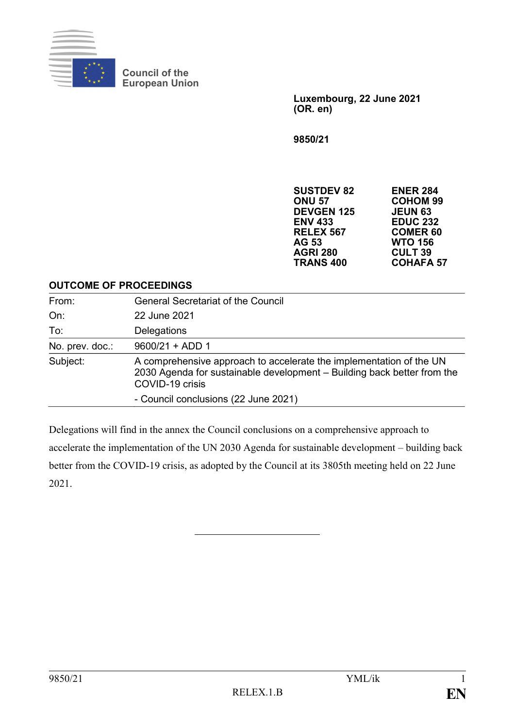Council of the European Union

**Luxembourg, 22 June 2021 (OR. en)**

**9850/21**

| | |
|---|---|
| **SUSTDEV 82** | **ENER 284** |
| **ONU 57** | **COHOM 99** |
| **DEVGEN 125** | **JEUN 63** |
| **ENV 433** | **EDUC 232** |
| **RELEX 567** | **COMER 60** |
| **AG 53** | **WTO 156** |
| **AGRI 280** | **CULT 39** |
| **TRANS 400** | **COHAFA 57** |

**OUTCOME OF PROCEEDINGS**

| | |
|---|---|
| From: | General Secretariat of the Council |
| On: | 22 June 2021 |
| To: | Delegations |
| No. prev. doc.: | 9600/21 + ADD 1 |
| Subject: | A comprehensive approach to accelerate the implementation of the UN 2030 Agenda for sustainable development – Building back better from the COVID-19 crisis<br>- Council conclusions (22 June 2021) |

Delegations will find in the annex the Council conclusions on a comprehensive approach to accelerate the implementation of the UN 2030 Agenda for sustainable development – building back better from the COVID-19 crisis, as adopted by the Council at its 3805th meeting held on 22 June 2021.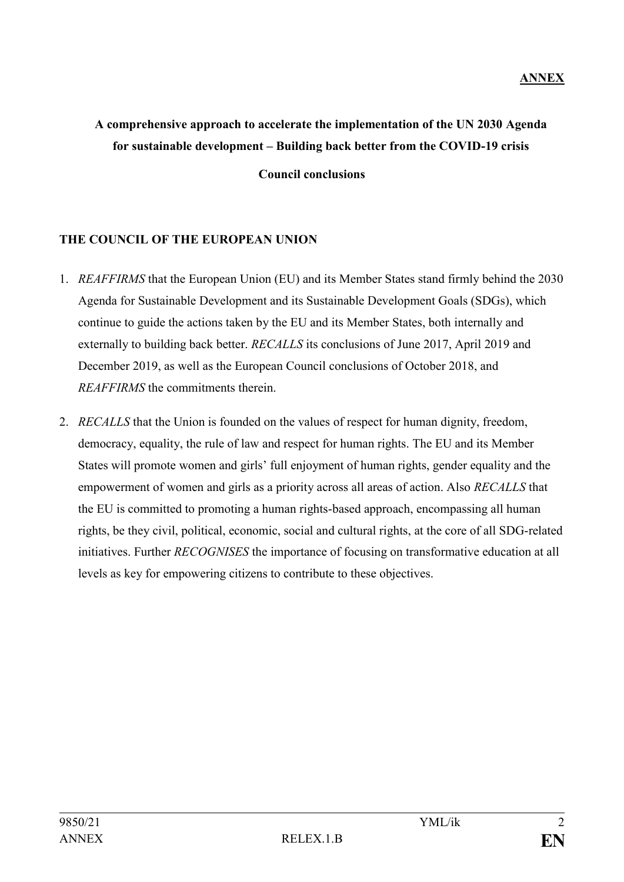**ANNEX**

**A comprehensive approach to accelerate the implementation of the UN 2030 Agenda for sustainable development – Building back better from the COVID-19 crisis**

**Council conclusions**

**THE COUNCIL OF THE EUROPEAN UNION**

1. *REAFFIRMS* that the European Union (EU) and its Member States stand firmly behind the 2030 Agenda for Sustainable Development and its Sustainable Development Goals (SDGs), which continue to guide the actions taken by the EU and its Member States, both internally and externally to building back better. *RECALLS* its conclusions of June 2017, April 2019 and December 2019, as well as the European Council conclusions of October 2018, and *REAFFIRMS* the commitments therein.

2. *RECALLS* that the Union is founded on the values of respect for human dignity, freedom, democracy, equality, the rule of law and respect for human rights. The EU and its Member States will promote women and girls' full enjoyment of human rights, gender equality and the empowerment of women and girls as a priority across all areas of action. Also *RECALLS* that the EU is committed to promoting a human rights-based approach, encompassing all human rights, be they civil, political, economic, social and cultural rights, at the core of all SDG-related initiatives. Further *RECOGNISES* the importance of focusing on transformative education at all levels as key for empowering citizens to contribute to these objectives.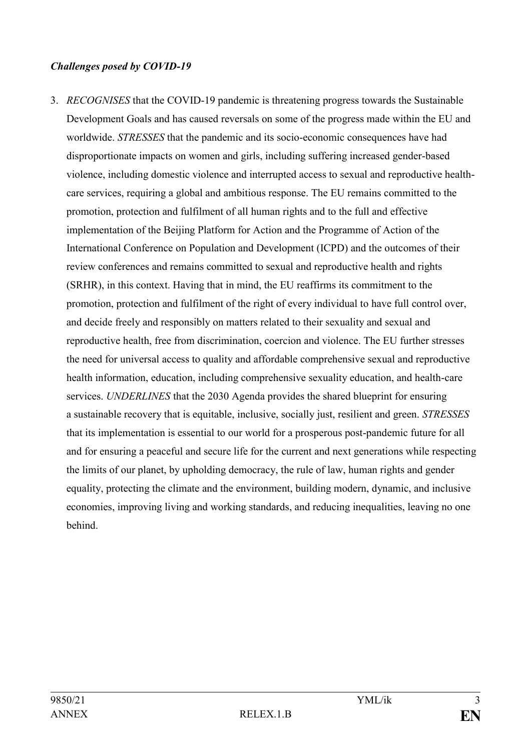***Challenges posed by COVID-19***

3. *RECOGNISES* that the COVID-19 pandemic is threatening progress towards the Sustainable Development Goals and has caused reversals on some of the progress made within the EU and worldwide. *STRESSES* that the pandemic and its socio-economic consequences have had disproportionate impacts on women and girls, including suffering increased gender-based violence, including domestic violence and interrupted access to sexual and reproductive health-care services, requiring a global and ambitious response. The EU remains committed to the promotion, protection and fulfilment of all human rights and to the full and effective implementation of the Beijing Platform for Action and the Programme of Action of the International Conference on Population and Development (ICPD) and the outcomes of their review conferences and remains committed to sexual and reproductive health and rights (SRHR), in this context. Having that in mind, the EU reaffirms its commitment to the promotion, protection and fulfilment of the right of every individual to have full control over, and decide freely and responsibly on matters related to their sexuality and sexual and reproductive health, free from discrimination, coercion and violence. The EU further stresses the need for universal access to quality and affordable comprehensive sexual and reproductive health information, education, including comprehensive sexuality education, and health-care services. *UNDERLINES* that the 2030 Agenda provides the shared blueprint for ensuring a sustainable recovery that is equitable, inclusive, socially just, resilient and green. *STRESSES* that its implementation is essential to our world for a prosperous post-pandemic future for all and for ensuring a peaceful and secure life for the current and next generations while respecting the limits of our planet, by upholding democracy, the rule of law, human rights and gender equality, protecting the climate and the environment, building modern, dynamic, and inclusive economies, improving living and working standards, and reducing inequalities, leaving no one behind.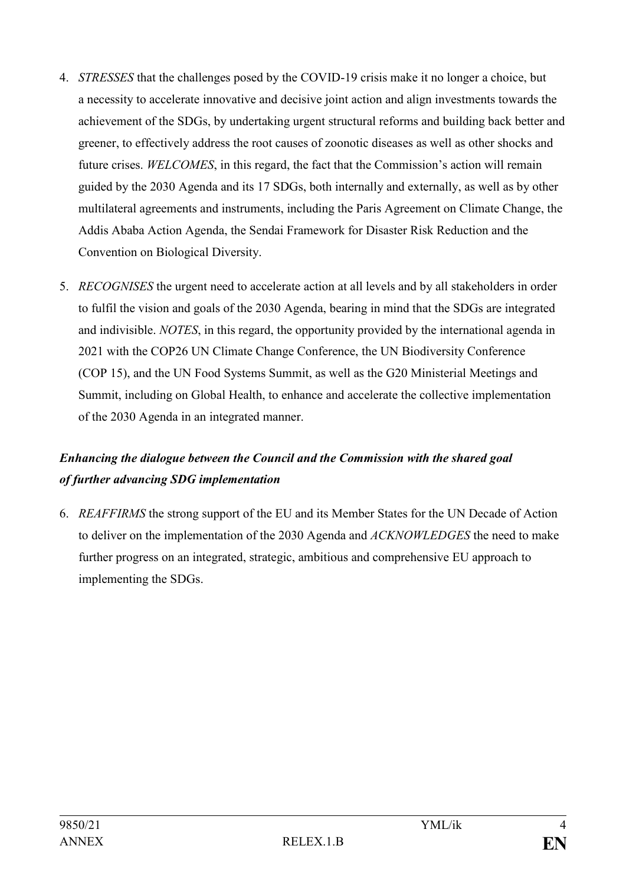4. *STRESSES* that the challenges posed by the COVID-19 crisis make it no longer a choice, but a necessity to accelerate innovative and decisive joint action and align investments towards the achievement of the SDGs, by undertaking urgent structural reforms and building back better and greener, to effectively address the root causes of zoonotic diseases as well as other shocks and future crises. *WELCOMES*, in this regard, the fact that the Commission's action will remain guided by the 2030 Agenda and its 17 SDGs, both internally and externally, as well as by other multilateral agreements and instruments, including the Paris Agreement on Climate Change, the Addis Ababa Action Agenda, the Sendai Framework for Disaster Risk Reduction and the Convention on Biological Diversity.

5. *RECOGNISES* the urgent need to accelerate action at all levels and by all stakeholders in order to fulfil the vision and goals of the 2030 Agenda, bearing in mind that the SDGs are integrated and indivisible. *NOTES*, in this regard, the opportunity provided by the international agenda in 2021 with the COP26 UN Climate Change Conference, the UN Biodiversity Conference (COP 15), and the UN Food Systems Summit, as well as the G20 Ministerial Meetings and Summit, including on Global Health, to enhance and accelerate the collective implementation of the 2030 Agenda in an integrated manner.

***Enhancing the dialogue between the Council and the Commission with the shared goal of further advancing SDG implementation***

6. *REAFFIRMS* the strong support of the EU and its Member States for the UN Decade of Action to deliver on the implementation of the 2030 Agenda and *ACKNOWLEDGES* the need to make further progress on an integrated, strategic, ambitious and comprehensive EU approach to implementing the SDGs.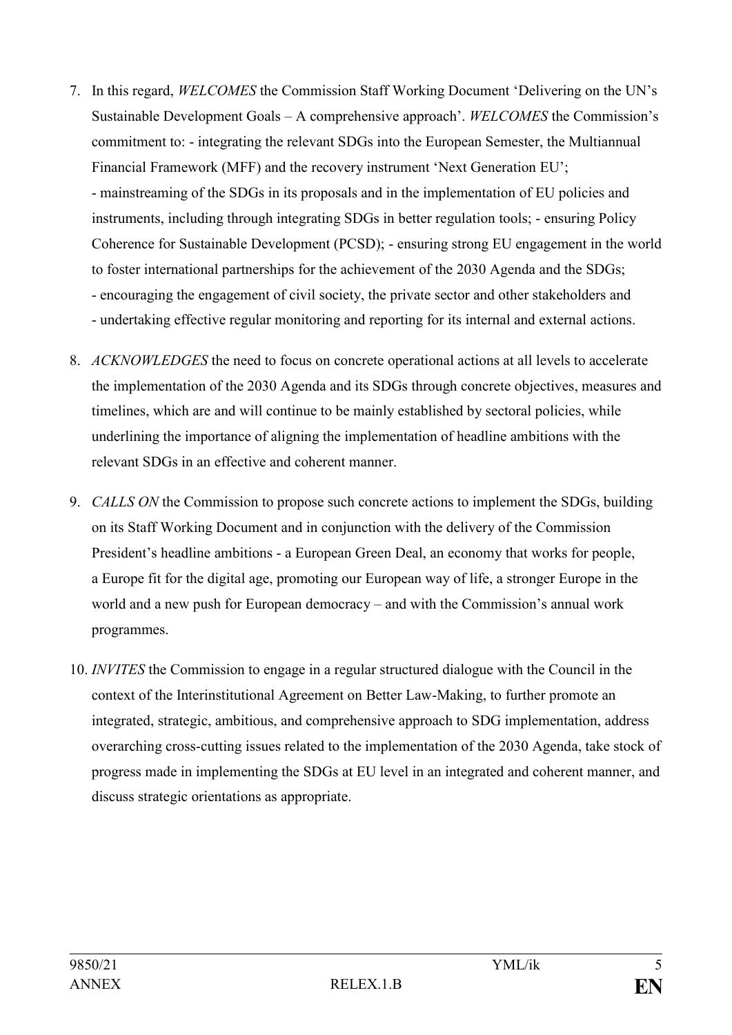7. In this regard, *WELCOMES* the Commission Staff Working Document 'Delivering on the UN's Sustainable Development Goals – A comprehensive approach'. *WELCOMES* the Commission's commitment to: - integrating the relevant SDGs into the European Semester, the Multiannual Financial Framework (MFF) and the recovery instrument 'Next Generation EU';
   - mainstreaming of the SDGs in its proposals and in the implementation of EU policies and instruments, including through integrating SDGs in better regulation tools; - ensuring Policy Coherence for Sustainable Development (PCSD); - ensuring strong EU engagement in the world to foster international partnerships for the achievement of the 2030 Agenda and the SDGs;
   - encouraging the engagement of civil society, the private sector and other stakeholders and
   - undertaking effective regular monitoring and reporting for its internal and external actions.

8. *ACKNOWLEDGES* the need to focus on concrete operational actions at all levels to accelerate the implementation of the 2030 Agenda and its SDGs through concrete objectives, measures and timelines, which are and will continue to be mainly established by sectoral policies, while underlining the importance of aligning the implementation of headline ambitions with the relevant SDGs in an effective and coherent manner.

9. *CALLS ON* the Commission to propose such concrete actions to implement the SDGs, building on its Staff Working Document and in conjunction with the delivery of the Commission President's headline ambitions - a European Green Deal, an economy that works for people, a Europe fit for the digital age, promoting our European way of life, a stronger Europe in the world and a new push for European democracy – and with the Commission's annual work programmes.

10. *INVITES* the Commission to engage in a regular structured dialogue with the Council in the context of the Interinstitutional Agreement on Better Law-Making, to further promote an integrated, strategic, ambitious, and comprehensive approach to SDG implementation, address overarching cross-cutting issues related to the implementation of the 2030 Agenda, take stock of progress made in implementing the SDGs at EU level in an integrated and coherent manner, and discuss strategic orientations as appropriate.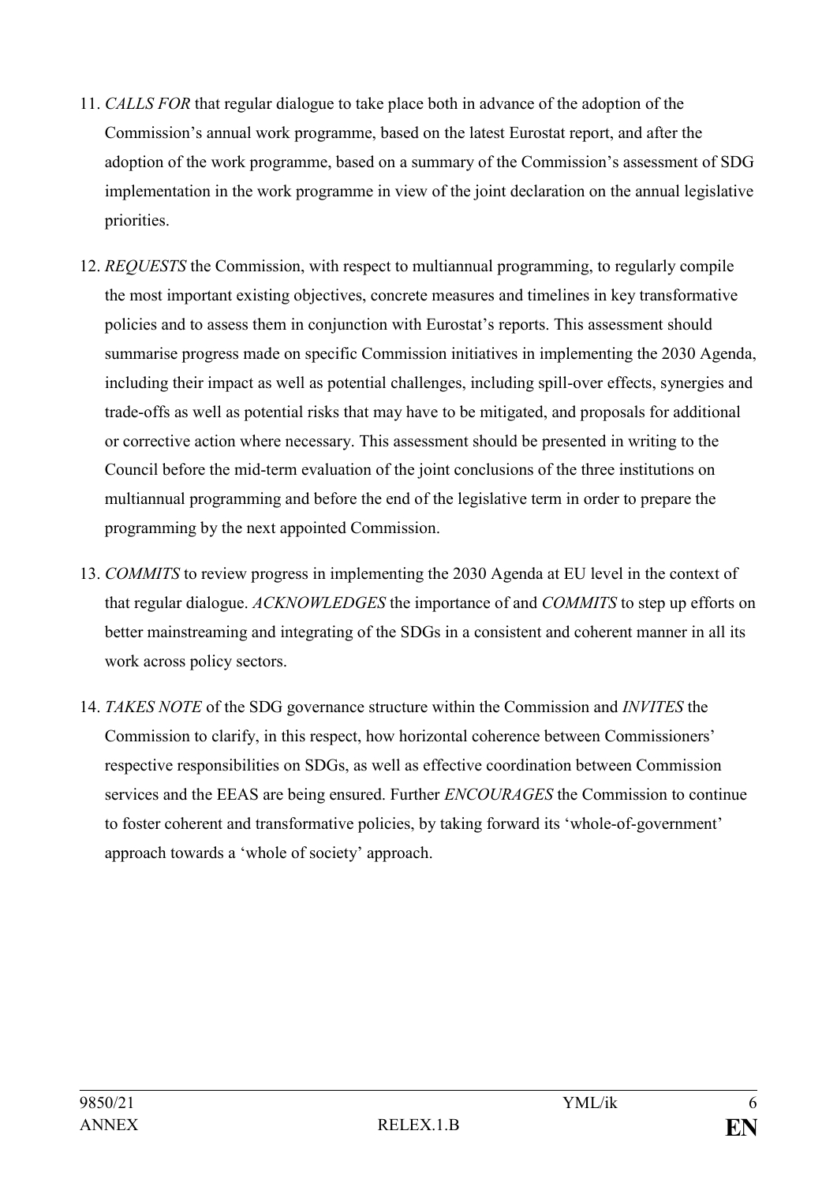11. *CALLS FOR* that regular dialogue to take place both in advance of the adoption of the Commission's annual work programme, based on the latest Eurostat report, and after the adoption of the work programme, based on a summary of the Commission's assessment of SDG implementation in the work programme in view of the joint declaration on the annual legislative priorities.

12. *REQUESTS* the Commission, with respect to multiannual programming, to regularly compile the most important existing objectives, concrete measures and timelines in key transformative policies and to assess them in conjunction with Eurostat's reports. This assessment should summarise progress made on specific Commission initiatives in implementing the 2030 Agenda, including their impact as well as potential challenges, including spill-over effects, synergies and trade-offs as well as potential risks that may have to be mitigated, and proposals for additional or corrective action where necessary. This assessment should be presented in writing to the Council before the mid-term evaluation of the joint conclusions of the three institutions on multiannual programming and before the end of the legislative term in order to prepare the programming by the next appointed Commission.

13. *COMMITS* to review progress in implementing the 2030 Agenda at EU level in the context of that regular dialogue. *ACKNOWLEDGES* the importance of and *COMMITS* to step up efforts on better mainstreaming and integrating of the SDGs in a consistent and coherent manner in all its work across policy sectors.

14. *TAKES NOTE* of the SDG governance structure within the Commission and *INVITES* the Commission to clarify, in this respect, how horizontal coherence between Commissioners' respective responsibilities on SDGs, as well as effective coordination between Commission services and the EEAS are being ensured. Further *ENCOURAGES* the Commission to continue to foster coherent and transformative policies, by taking forward its 'whole-of-government' approach towards a 'whole of society' approach.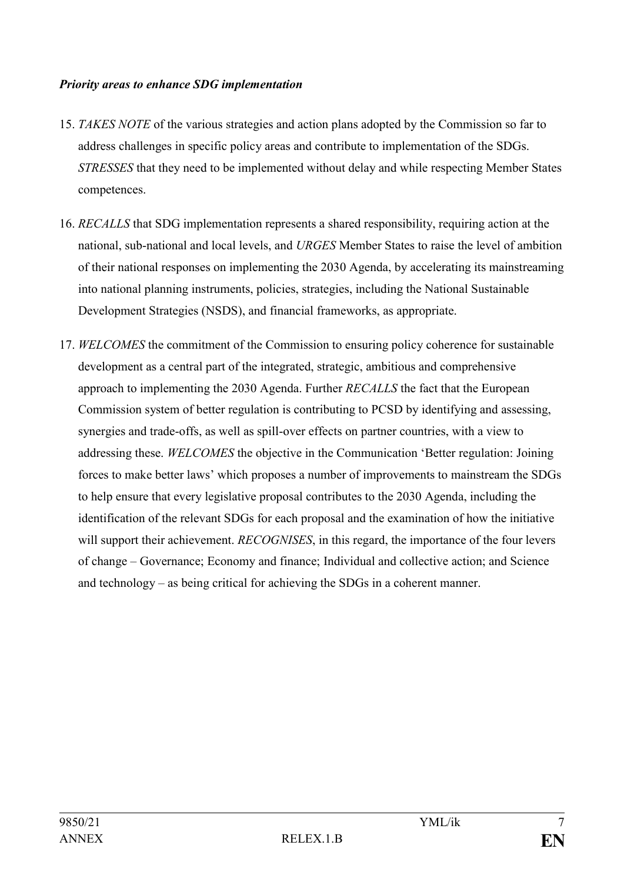***Priority areas to enhance SDG implementation***

15. *TAKES NOTE* of the various strategies and action plans adopted by the Commission so far to address challenges in specific policy areas and contribute to implementation of the SDGs. *STRESSES* that they need to be implemented without delay and while respecting Member States competences.

16. *RECALLS* that SDG implementation represents a shared responsibility, requiring action at the national, sub-national and local levels, and *URGES* Member States to raise the level of ambition of their national responses on implementing the 2030 Agenda, by accelerating its mainstreaming into national planning instruments, policies, strategies, including the National Sustainable Development Strategies (NSDS), and financial frameworks, as appropriate.

17. *WELCOMES* the commitment of the Commission to ensuring policy coherence for sustainable development as a central part of the integrated, strategic, ambitious and comprehensive approach to implementing the 2030 Agenda. Further *RECALLS* the fact that the European Commission system of better regulation is contributing to PCSD by identifying and assessing, synergies and trade-offs, as well as spill-over effects on partner countries, with a view to addressing these. *WELCOMES* the objective in the Communication 'Better regulation: Joining forces to make better laws' which proposes a number of improvements to mainstream the SDGs to help ensure that every legislative proposal contributes to the 2030 Agenda, including the identification of the relevant SDGs for each proposal and the examination of how the initiative will support their achievement. *RECOGNISES*, in this regard, the importance of the four levers of change – Governance; Economy and finance; Individual and collective action; and Science and technology – as being critical for achieving the SDGs in a coherent manner.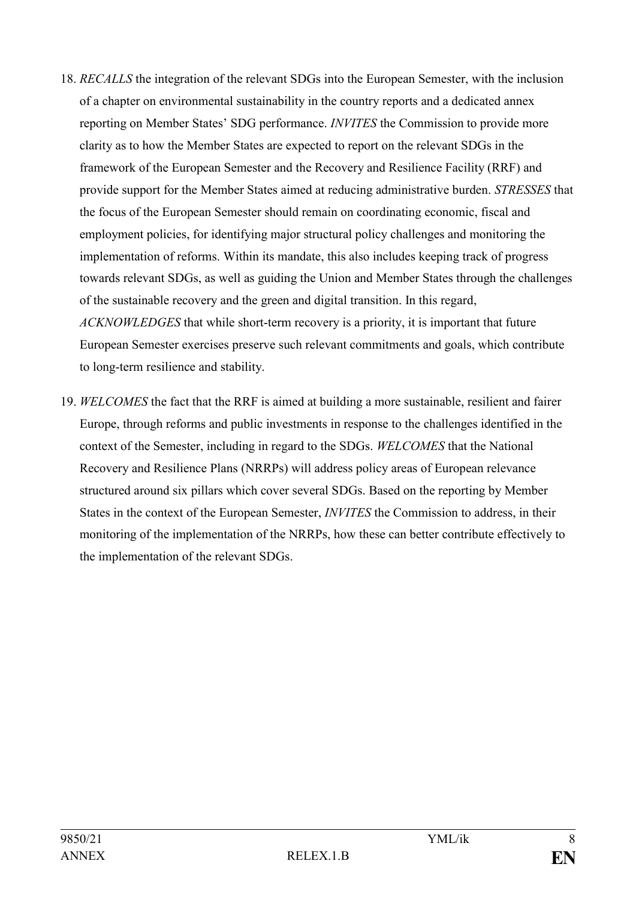18. *RECALLS* the integration of the relevant SDGs into the European Semester, with the inclusion of a chapter on environmental sustainability in the country reports and a dedicated annex reporting on Member States' SDG performance. *INVITES* the Commission to provide more clarity as to how the Member States are expected to report on the relevant SDGs in the framework of the European Semester and the Recovery and Resilience Facility (RRF) and provide support for the Member States aimed at reducing administrative burden. *STRESSES* that the focus of the European Semester should remain on coordinating economic, fiscal and employment policies, for identifying major structural policy challenges and monitoring the implementation of reforms. Within its mandate, this also includes keeping track of progress towards relevant SDGs, as well as guiding the Union and Member States through the challenges of the sustainable recovery and the green and digital transition. In this regard, *ACKNOWLEDGES* that while short-term recovery is a priority, it is important that future European Semester exercises preserve such relevant commitments and goals, which contribute to long-term resilience and stability.

19. *WELCOMES* the fact that the RRF is aimed at building a more sustainable, resilient and fairer Europe, through reforms and public investments in response to the challenges identified in the context of the Semester, including in regard to the SDGs. *WELCOMES* that the National Recovery and Resilience Plans (NRRPs) will address policy areas of European relevance structured around six pillars which cover several SDGs. Based on the reporting by Member States in the context of the European Semester, *INVITES* the Commission to address, in their monitoring of the implementation of the NRRPs, how these can better contribute effectively to the implementation of the relevant SDGs.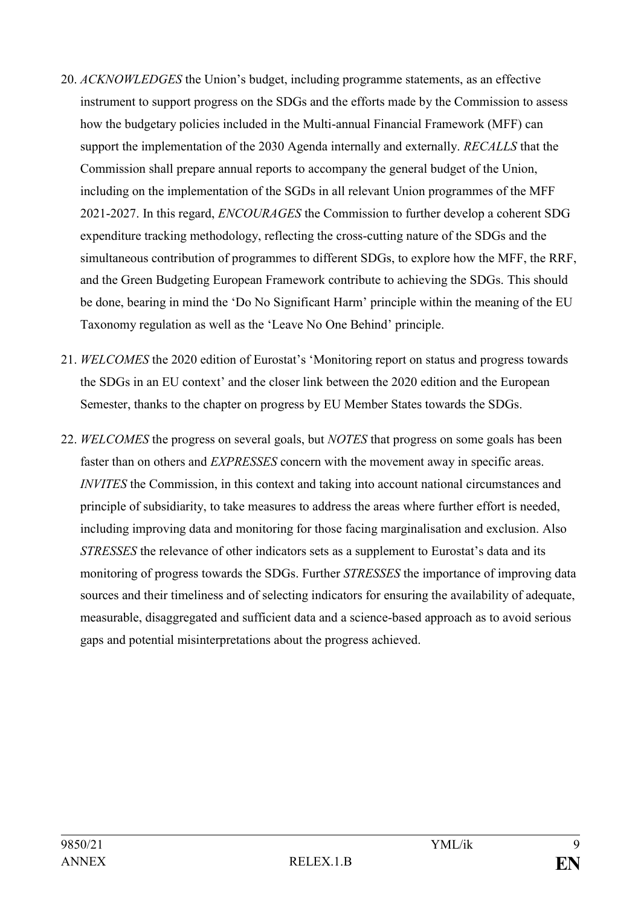20. *ACKNOWLEDGES* the Union's budget, including programme statements, as an effective instrument to support progress on the SDGs and the efforts made by the Commission to assess how the budgetary policies included in the Multi-annual Financial Framework (MFF) can support the implementation of the 2030 Agenda internally and externally. *RECALLS* that the Commission shall prepare annual reports to accompany the general budget of the Union, including on the implementation of the SGDs in all relevant Union programmes of the MFF 2021-2027. In this regard, *ENCOURAGES* the Commission to further develop a coherent SDG expenditure tracking methodology, reflecting the cross-cutting nature of the SDGs and the simultaneous contribution of programmes to different SDGs, to explore how the MFF, the RRF, and the Green Budgeting European Framework contribute to achieving the SDGs. This should be done, bearing in mind the 'Do No Significant Harm' principle within the meaning of the EU Taxonomy regulation as well as the 'Leave No One Behind' principle.

21. *WELCOMES* the 2020 edition of Eurostat's 'Monitoring report on status and progress towards the SDGs in an EU context' and the closer link between the 2020 edition and the European Semester, thanks to the chapter on progress by EU Member States towards the SDGs.

22. *WELCOMES* the progress on several goals, but *NOTES* that progress on some goals has been faster than on others and *EXPRESSES* concern with the movement away in specific areas. *INVITES* the Commission, in this context and taking into account national circumstances and principle of subsidiarity, to take measures to address the areas where further effort is needed, including improving data and monitoring for those facing marginalisation and exclusion. Also *STRESSES* the relevance of other indicators sets as a supplement to Eurostat's data and its monitoring of progress towards the SDGs. Further *STRESSES* the importance of improving data sources and their timeliness and of selecting indicators for ensuring the availability of adequate, measurable, disaggregated and sufficient data and a science-based approach as to avoid serious gaps and potential misinterpretations about the progress achieved.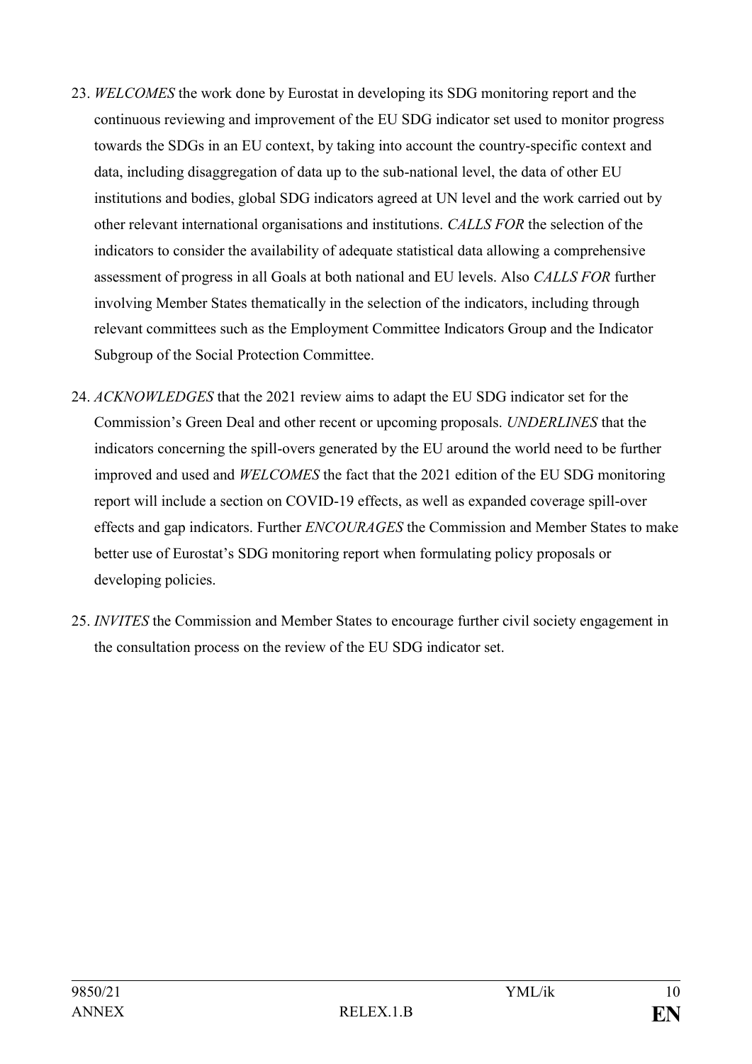23. *WELCOMES* the work done by Eurostat in developing its SDG monitoring report and the continuous reviewing and improvement of the EU SDG indicator set used to monitor progress towards the SDGs in an EU context, by taking into account the country-specific context and data, including disaggregation of data up to the sub-national level, the data of other EU institutions and bodies, global SDG indicators agreed at UN level and the work carried out by other relevant international organisations and institutions. *CALLS FOR* the selection of the indicators to consider the availability of adequate statistical data allowing a comprehensive assessment of progress in all Goals at both national and EU levels. Also *CALLS FOR* further involving Member States thematically in the selection of the indicators, including through relevant committees such as the Employment Committee Indicators Group and the Indicator Subgroup of the Social Protection Committee.

24. *ACKNOWLEDGES* that the 2021 review aims to adapt the EU SDG indicator set for the Commission's Green Deal and other recent or upcoming proposals. *UNDERLINES* that the indicators concerning the spill-overs generated by the EU around the world need to be further improved and used and *WELCOMES* the fact that the 2021 edition of the EU SDG monitoring report will include a section on COVID-19 effects, as well as expanded coverage spill-over effects and gap indicators. Further *ENCOURAGES* the Commission and Member States to make better use of Eurostat's SDG monitoring report when formulating policy proposals or developing policies.

25. *INVITES* the Commission and Member States to encourage further civil society engagement in the consultation process on the review of the EU SDG indicator set.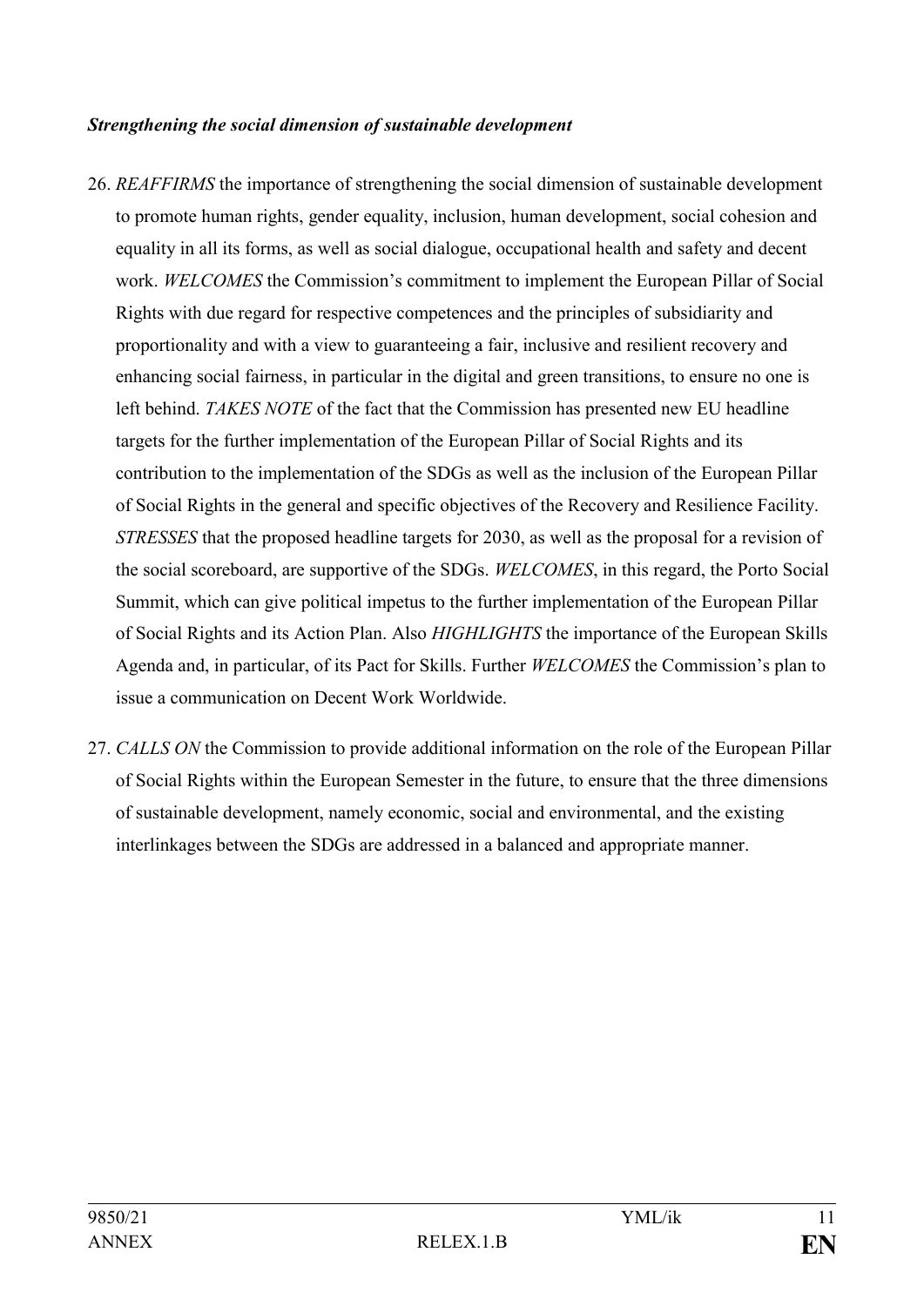***Strengthening the social dimension of sustainable development***

26. *REAFFIRMS* the importance of strengthening the social dimension of sustainable development to promote human rights, gender equality, inclusion, human development, social cohesion and equality in all its forms, as well as social dialogue, occupational health and safety and decent work. *WELCOMES* the Commission's commitment to implement the European Pillar of Social Rights with due regard for respective competences and the principles of subsidiarity and proportionality and with a view to guaranteeing a fair, inclusive and resilient recovery and enhancing social fairness, in particular in the digital and green transitions, to ensure no one is left behind. *TAKES NOTE* of the fact that the Commission has presented new EU headline targets for the further implementation of the European Pillar of Social Rights and its contribution to the implementation of the SDGs as well as the inclusion of the European Pillar of Social Rights in the general and specific objectives of the Recovery and Resilience Facility. *STRESSES* that the proposed headline targets for 2030, as well as the proposal for a revision of the social scoreboard, are supportive of the SDGs. *WELCOMES*, in this regard, the Porto Social Summit, which can give political impetus to the further implementation of the European Pillar of Social Rights and its Action Plan. Also *HIGHLIGHTS* the importance of the European Skills Agenda and, in particular, of its Pact for Skills. Further *WELCOMES* the Commission's plan to issue a communication on Decent Work Worldwide.

27. *CALLS ON* the Commission to provide additional information on the role of the European Pillar of Social Rights within the European Semester in the future, to ensure that the three dimensions of sustainable development, namely economic, social and environmental, and the existing interlinkages between the SDGs are addressed in a balanced and appropriate manner.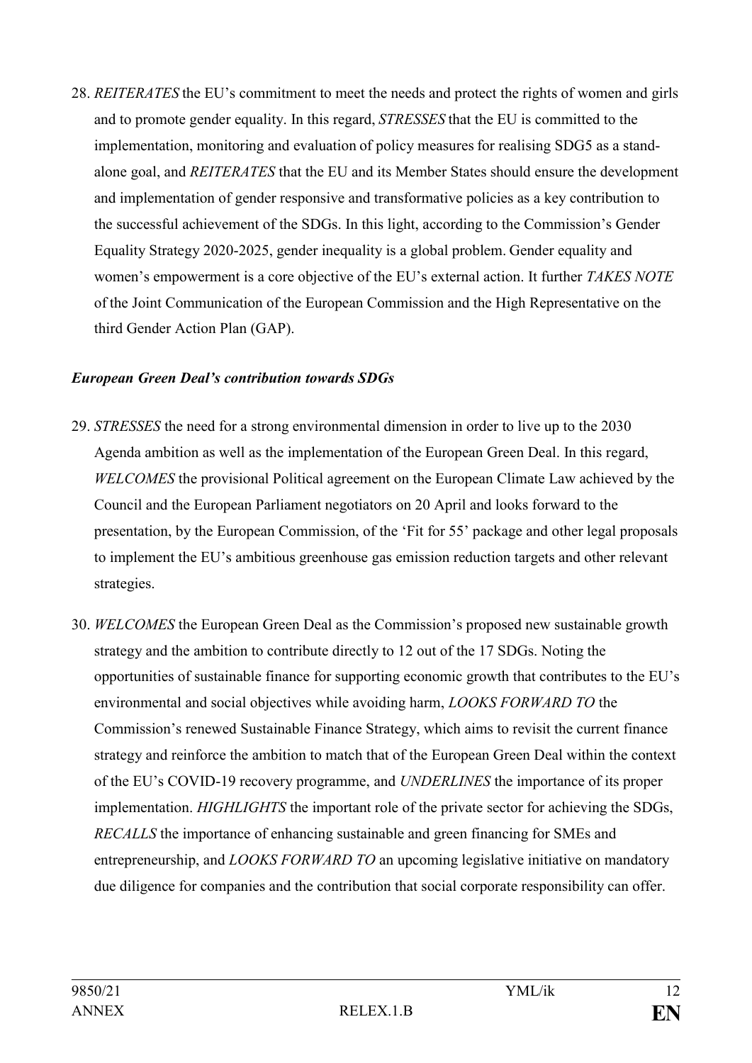28. *REITERATES* the EU's commitment to meet the needs and protect the rights of women and girls and to promote gender equality. In this regard, *STRESSES* that the EU is committed to the implementation, monitoring and evaluation of policy measures for realising SDG5 as a stand-alone goal, and *REITERATES* that the EU and its Member States should ensure the development and implementation of gender responsive and transformative policies as a key contribution to the successful achievement of the SDGs. In this light, according to the Commission's Gender Equality Strategy 2020-2025, gender inequality is a global problem. Gender equality and women's empowerment is a core objective of the EU's external action. It further *TAKES NOTE* of the Joint Communication of the European Commission and the High Representative on the third Gender Action Plan (GAP).

***European Green Deal's contribution towards SDGs***

29. *STRESSES* the need for a strong environmental dimension in order to live up to the 2030 Agenda ambition as well as the implementation of the European Green Deal. In this regard, *WELCOMES* the provisional Political agreement on the European Climate Law achieved by the Council and the European Parliament negotiators on 20 April and looks forward to the presentation, by the European Commission, of the 'Fit for 55' package and other legal proposals to implement the EU's ambitious greenhouse gas emission reduction targets and other relevant strategies.

30. *WELCOMES* the European Green Deal as the Commission's proposed new sustainable growth strategy and the ambition to contribute directly to 12 out of the 17 SDGs. Noting the opportunities of sustainable finance for supporting economic growth that contributes to the EU's environmental and social objectives while avoiding harm, *LOOKS FORWARD TO* the Commission's renewed Sustainable Finance Strategy, which aims to revisit the current finance strategy and reinforce the ambition to match that of the European Green Deal within the context of the EU's COVID-19 recovery programme, and *UNDERLINES* the importance of its proper implementation. *HIGHLIGHTS* the important role of the private sector for achieving the SDGs, *RECALLS* the importance of enhancing sustainable and green financing for SMEs and entrepreneurship, and *LOOKS FORWARD TO* an upcoming legislative initiative on mandatory due diligence for companies and the contribution that social corporate responsibility can offer.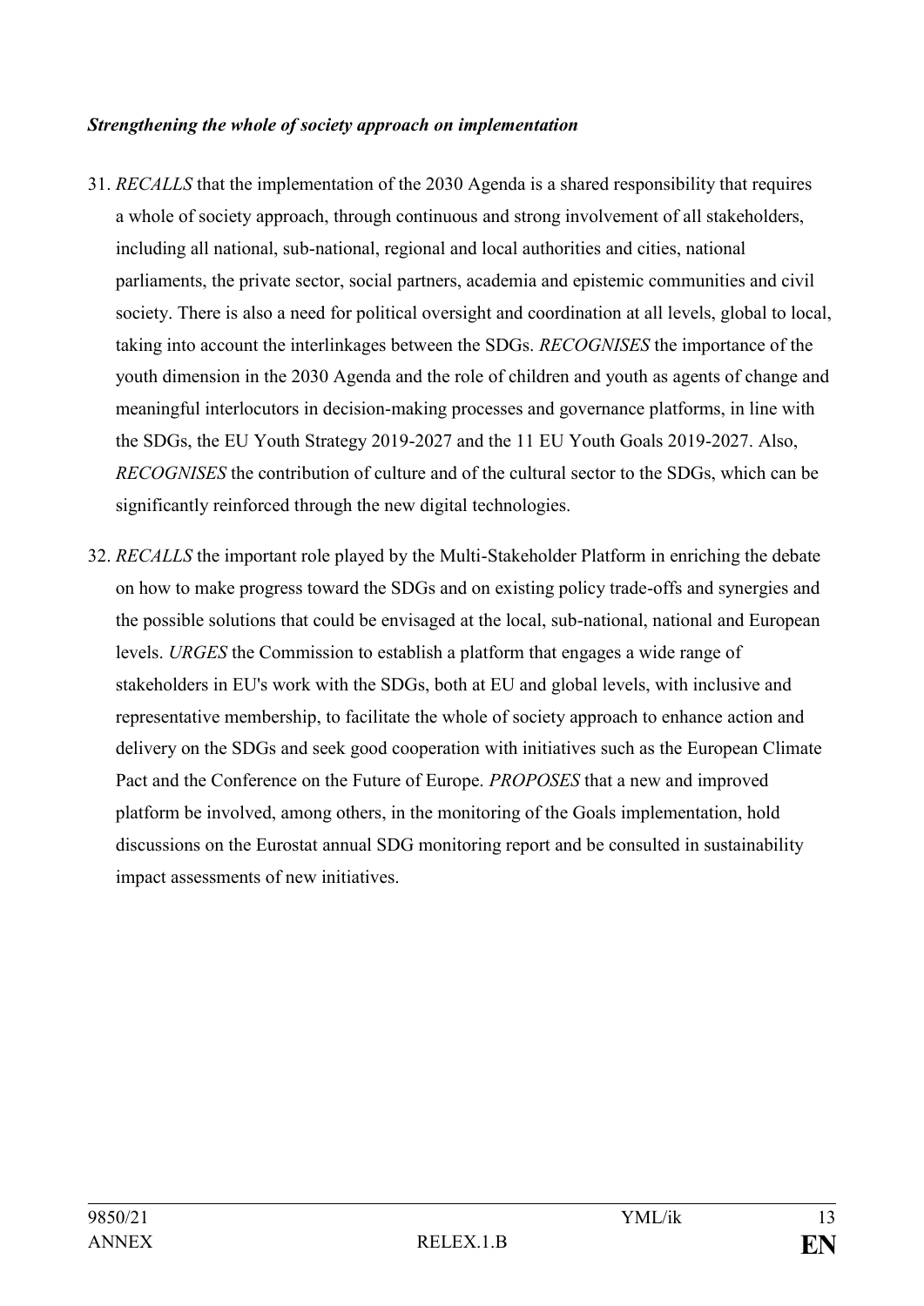***Strengthening the whole of society approach on implementation***

31. *RECALLS* that the implementation of the 2030 Agenda is a shared responsibility that requires a whole of society approach, through continuous and strong involvement of all stakeholders, including all national, sub-national, regional and local authorities and cities, national parliaments, the private sector, social partners, academia and epistemic communities and civil society. There is also a need for political oversight and coordination at all levels, global to local, taking into account the interlinkages between the SDGs. *RECOGNISES* the importance of the youth dimension in the 2030 Agenda and the role of children and youth as agents of change and meaningful interlocutors in decision-making processes and governance platforms, in line with the SDGs, the EU Youth Strategy 2019-2027 and the 11 EU Youth Goals 2019-2027. Also, *RECOGNISES* the contribution of culture and of the cultural sector to the SDGs, which can be significantly reinforced through the new digital technologies.

32. *RECALLS* the important role played by the Multi-Stakeholder Platform in enriching the debate on how to make progress toward the SDGs and on existing policy trade-offs and synergies and the possible solutions that could be envisaged at the local, sub-national, national and European levels. *URGES* the Commission to establish a platform that engages a wide range of stakeholders in EU's work with the SDGs, both at EU and global levels, with inclusive and representative membership, to facilitate the whole of society approach to enhance action and delivery on the SDGs and seek good cooperation with initiatives such as the European Climate Pact and the Conference on the Future of Europe. *PROPOSES* that a new and improved platform be involved, among others, in the monitoring of the Goals implementation, hold discussions on the Eurostat annual SDG monitoring report and be consulted in sustainability impact assessments of new initiatives.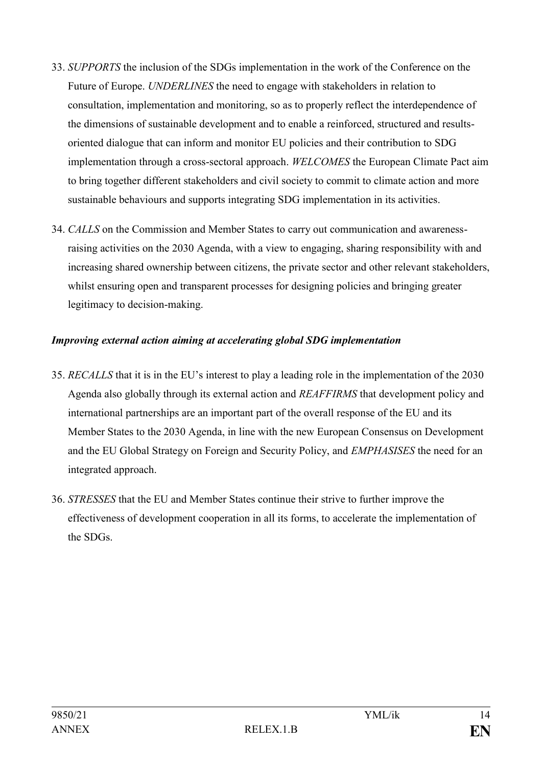33. *SUPPORTS* the inclusion of the SDGs implementation in the work of the Conference on the Future of Europe. *UNDERLINES* the need to engage with stakeholders in relation to consultation, implementation and monitoring, so as to properly reflect the interdependence of the dimensions of sustainable development and to enable a reinforced, structured and results-oriented dialogue that can inform and monitor EU policies and their contribution to SDG implementation through a cross-sectoral approach. *WELCOMES* the European Climate Pact aim to bring together different stakeholders and civil society to commit to climate action and more sustainable behaviours and supports integrating SDG implementation in its activities.

34. *CALLS* on the Commission and Member States to carry out communication and awareness-raising activities on the 2030 Agenda, with a view to engaging, sharing responsibility with and increasing shared ownership between citizens, the private sector and other relevant stakeholders, whilst ensuring open and transparent processes for designing policies and bringing greater legitimacy to decision-making.

***Improving external action aiming at accelerating global SDG implementation***

35. *RECALLS* that it is in the EU's interest to play a leading role in the implementation of the 2030 Agenda also globally through its external action and *REAFFIRMS* that development policy and international partnerships are an important part of the overall response of the EU and its Member States to the 2030 Agenda, in line with the new European Consensus on Development and the EU Global Strategy on Foreign and Security Policy, and *EMPHASISES* the need for an integrated approach.

36. *STRESSES* that the EU and Member States continue their strive to further improve the effectiveness of development cooperation in all its forms, to accelerate the implementation of the SDGs.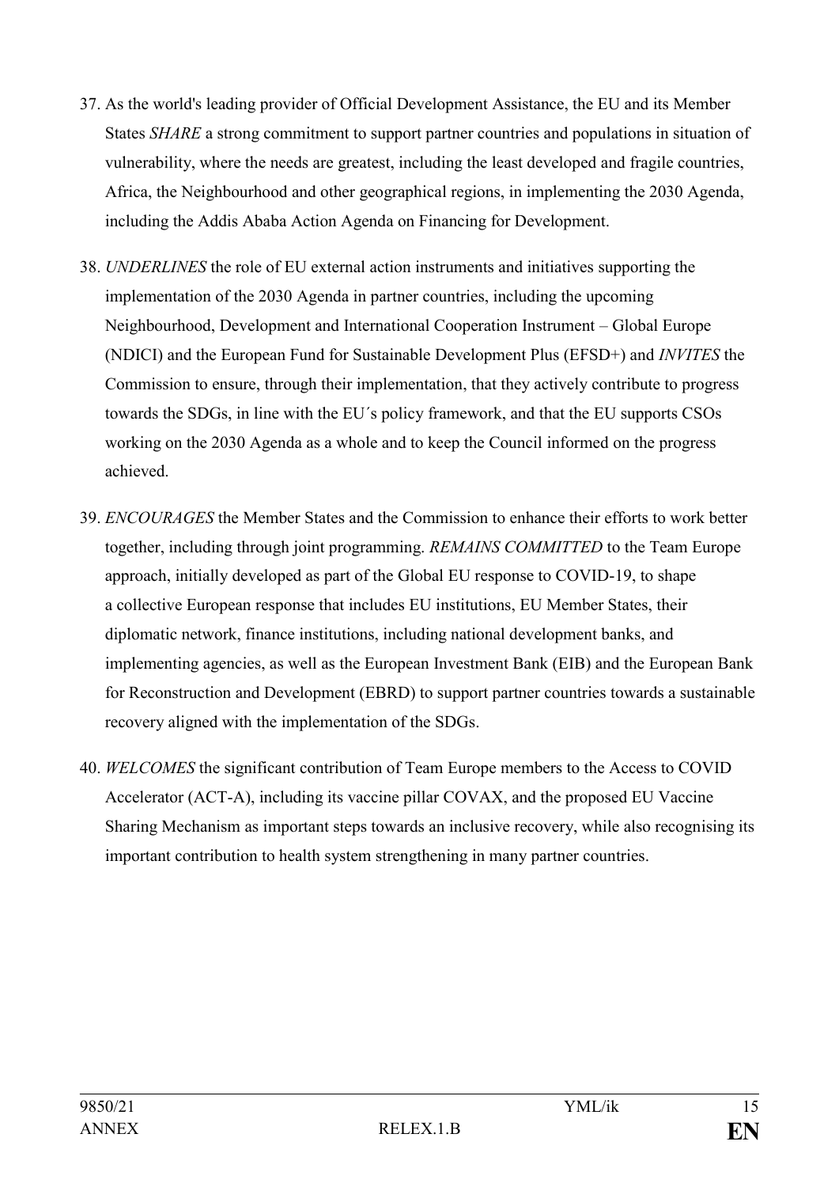37. As the world's leading provider of Official Development Assistance, the EU and its Member States *SHARE* a strong commitment to support partner countries and populations in situation of vulnerability, where the needs are greatest, including the least developed and fragile countries, Africa, the Neighbourhood and other geographical regions, in implementing the 2030 Agenda, including the Addis Ababa Action Agenda on Financing for Development.

38. *UNDERLINES* the role of EU external action instruments and initiatives supporting the implementation of the 2030 Agenda in partner countries, including the upcoming Neighbourhood, Development and International Cooperation Instrument – Global Europe (NDICI) and the European Fund for Sustainable Development Plus (EFSD+) and *INVITES* the Commission to ensure, through their implementation, that they actively contribute to progress towards the SDGs, in line with the EU´s policy framework, and that the EU supports CSOs working on the 2030 Agenda as a whole and to keep the Council informed on the progress achieved.

39. *ENCOURAGES* the Member States and the Commission to enhance their efforts to work better together, including through joint programming. *REMAINS COMMITTED* to the Team Europe approach, initially developed as part of the Global EU response to COVID-19, to shape a collective European response that includes EU institutions, EU Member States, their diplomatic network, finance institutions, including national development banks, and implementing agencies, as well as the European Investment Bank (EIB) and the European Bank for Reconstruction and Development (EBRD) to support partner countries towards a sustainable recovery aligned with the implementation of the SDGs.

40. *WELCOMES* the significant contribution of Team Europe members to the Access to COVID Accelerator (ACT-A), including its vaccine pillar COVAX, and the proposed EU Vaccine Sharing Mechanism as important steps towards an inclusive recovery, while also recognising its important contribution to health system strengthening in many partner countries.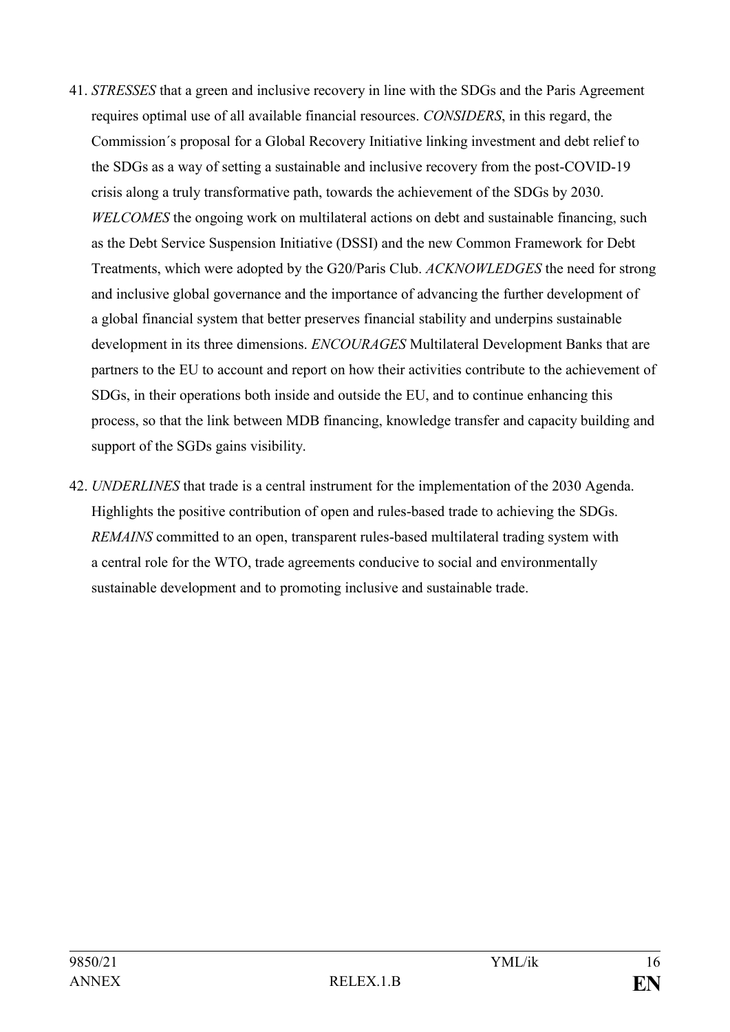41. *STRESSES* that a green and inclusive recovery in line with the SDGs and the Paris Agreement requires optimal use of all available financial resources. *CONSIDERS*, in this regard, the Commission´s proposal for a Global Recovery Initiative linking investment and debt relief to the SDGs as a way of setting a sustainable and inclusive recovery from the post-COVID-19 crisis along a truly transformative path, towards the achievement of the SDGs by 2030. *WELCOMES* the ongoing work on multilateral actions on debt and sustainable financing, such as the Debt Service Suspension Initiative (DSSI) and the new Common Framework for Debt Treatments, which were adopted by the G20/Paris Club. *ACKNOWLEDGES* the need for strong and inclusive global governance and the importance of advancing the further development of a global financial system that better preserves financial stability and underpins sustainable development in its three dimensions. *ENCOURAGES* Multilateral Development Banks that are partners to the EU to account and report on how their activities contribute to the achievement of SDGs, in their operations both inside and outside the EU, and to continue enhancing this process, so that the link between MDB financing, knowledge transfer and capacity building and support of the SGDs gains visibility.

42. *UNDERLINES* that trade is a central instrument for the implementation of the 2030 Agenda. Highlights the positive contribution of open and rules-based trade to achieving the SDGs. *REMAINS* committed to an open, transparent rules-based multilateral trading system with a central role for the WTO, trade agreements conducive to social and environmentally sustainable development and to promoting inclusive and sustainable trade.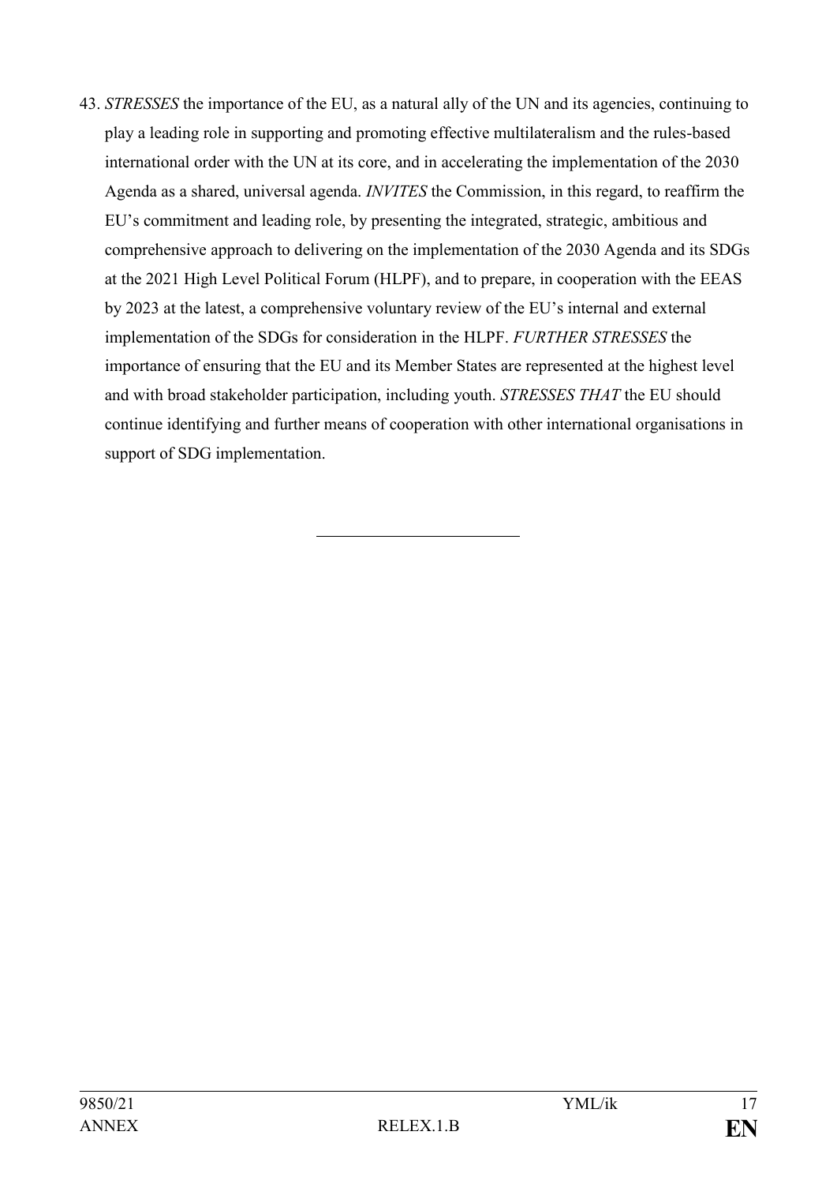43. *STRESSES* the importance of the EU, as a natural ally of the UN and its agencies, continuing to play a leading role in supporting and promoting effective multilateralism and the rules-based international order with the UN at its core, and in accelerating the implementation of the 2030 Agenda as a shared, universal agenda. *INVITES* the Commission, in this regard, to reaffirm the EU's commitment and leading role, by presenting the integrated, strategic, ambitious and comprehensive approach to delivering on the implementation of the 2030 Agenda and its SDGs at the 2021 High Level Political Forum (HLPF), and to prepare, in cooperation with the EEAS by 2023 at the latest, a comprehensive voluntary review of the EU's internal and external implementation of the SDGs for consideration in the HLPF. *FURTHER STRESSES* the importance of ensuring that the EU and its Member States are represented at the highest level and with broad stakeholder participation, including youth. *STRESSES THAT* the EU should continue identifying and further means of cooperation with other international organisations in support of SDG implementation.

---